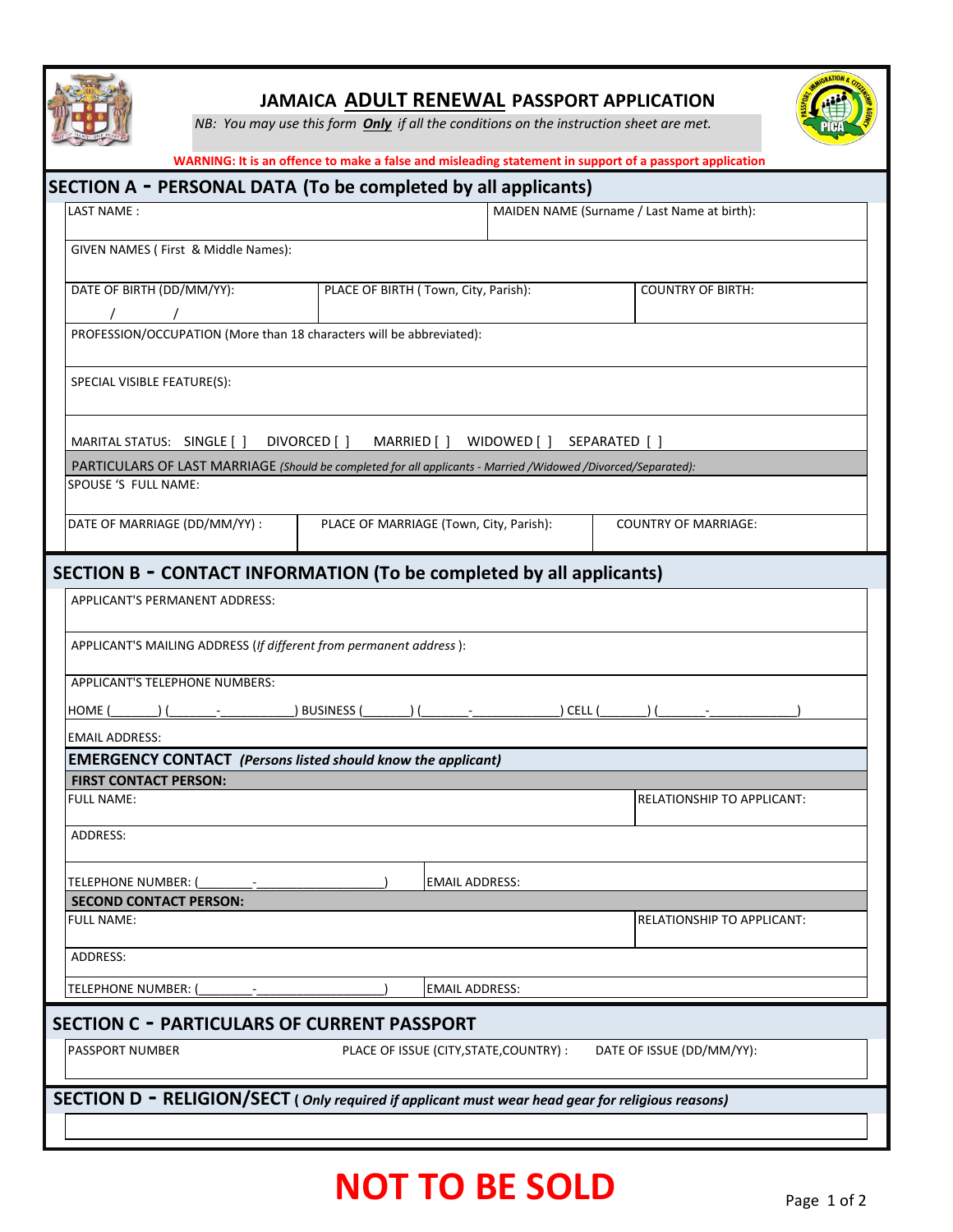# JAMAICA ADULT RENEWAL PASSPORT APPLICATION

*NB: You may use this form **Only** if all the conditions on the instruction sheet are met.*

**WARNING: It is an offence to make a false and misleading statement in support of a passport application**

## SECTION A - PERSONAL DATA (To be completed by all applicants)

| LAST NAME : | | MAIDEN NAME (Surname / Last Name at birth): |
|---|---|---|
| GIVEN NAMES ( First & Middle Names): | | |
| DATE OF BIRTH (DD/MM/YY): / / | PLACE OF BIRTH ( Town, City, Parish): | COUNTRY OF BIRTH: |
| PROFESSION/OCCUPATION (More than 18 characters will be abbreviated): | | |
| SPECIAL VISIBLE FEATURE(S): | | |
| MARITAL STATUS: SINGLE [ ] DIVORCED [ ] MARRIED [ ] WIDOWED [ ] SEPARATED [ ] | | |

**PARTICULARS OF LAST MARRIAGE** *(Should be completed for all applicants - Married /Widowed /Divorced/Separated):*

| SPOUSE 'S FULL NAME: | | |
|---|---|---|
| DATE OF MARRIAGE (DD/MM/YY) : | PLACE OF MARRIAGE (Town, City, Parish): | COUNTRY OF MARRIAGE: |

## SECTION B - CONTACT INFORMATION (To be completed by all applicants)

APPLICANT'S PERMANENT ADDRESS:

APPLICANT'S MAILING ADDRESS (*If different from permanent address* ):

APPLICANT'S TELEPHONE NUMBERS:

HOME (_______) (_______-___________) BUSINESS (_______) (_______-_____________) CELL (_______) (_______-_____________)

EMAIL ADDRESS:

**EMERGENCY CONTACT** *(Persons listed should know the applicant)*

**FIRST CONTACT PERSON:**

| FULL NAME: | RELATIONSHIP TO APPLICANT: |
|---|---|
| ADDRESS: | |
| TELEPHONE NUMBER: (________-__________________) | EMAIL ADDRESS: |

**SECOND CONTACT PERSON:**

| FULL NAME: | RELATIONSHIP TO APPLICANT: |
|---|---|
| ADDRESS: | |
| TELEPHONE NUMBER: (________-__________________) | EMAIL ADDRESS: |

## SECTION C - PARTICULARS OF CURRENT PASSPORT

| PASSPORT NUMBER | PLACE OF ISSUE (CITY,STATE,COUNTRY) : | DATE OF ISSUE (DD/MM/YY): |
|---|---|---|
| | | |

## SECTION D - RELIGION/SECT ( *Only required if applicant must wear head gear for religious reasons)*

**NOT TO BE SOLD**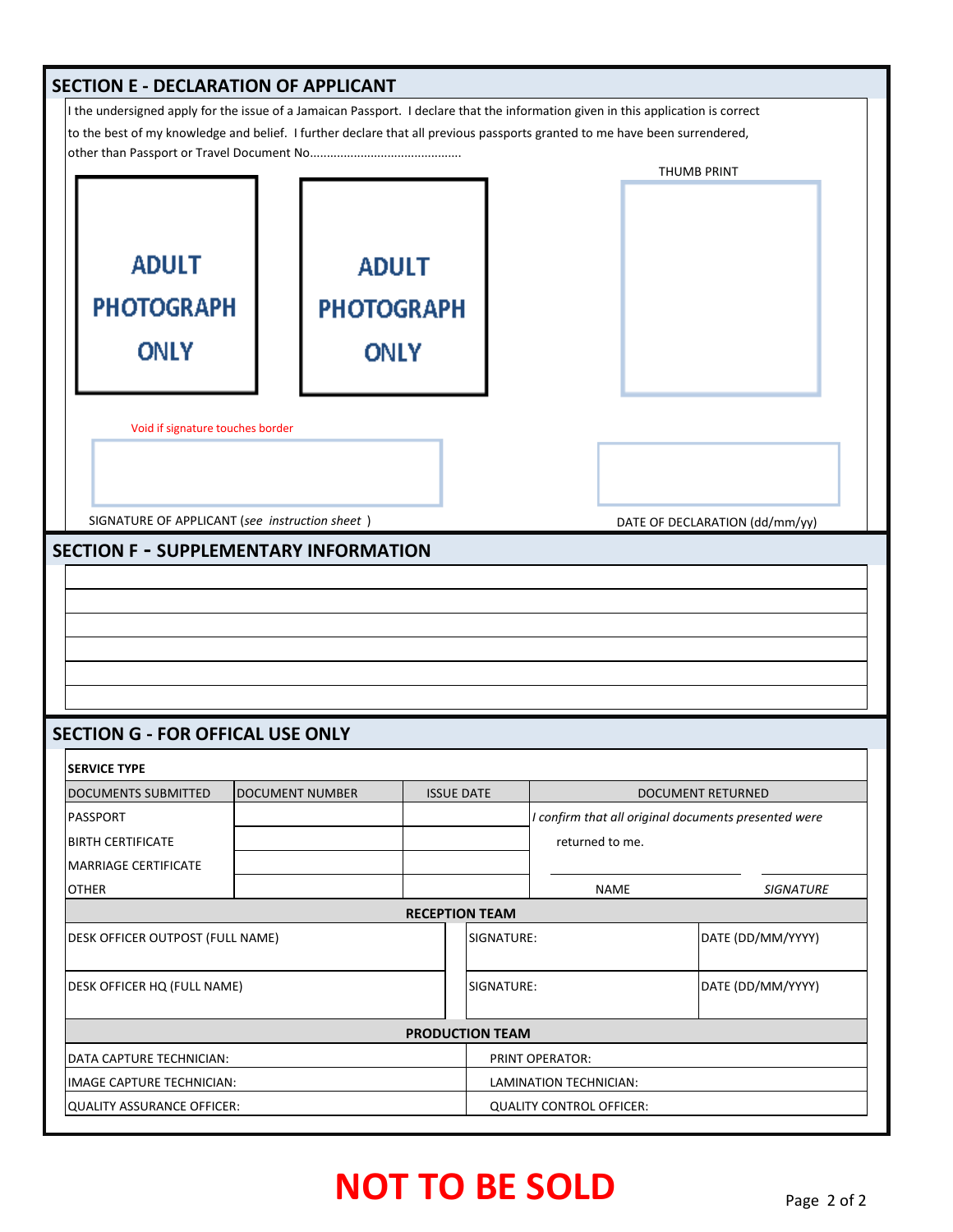## SECTION E - DECLARATION OF APPLICANT

I the undersigned apply for the issue of a Jamaican Passport. I declare that the information given in this application is correct to the best of my knowledge and belief. I further declare that all previous passports granted to me have been surrendered, other than Passport or Travel Document No............................................

ADULT PHOTOGRAPH ONLY

ADULT PHOTOGRAPH ONLY

THUMB PRINT

Void if signature touches border

SIGNATURE OF APPLICANT (*see instruction sheet* )

DATE OF DECLARATION (dd/mm/yy)

## SECTION F - SUPPLEMENTARY INFORMATION

| |
|---|
| |
| |
| |
| |
| |
| |

## SECTION G - FOR OFFICAL USE ONLY

**SERVICE TYPE**

| DOCUMENTS SUBMITTED | DOCUMENT NUMBER | ISSUE DATE | DOCUMENT RETURNED | |
|---|---|---|---|---|
| PASSPORT | | | *I confirm that all original documents presented were* returned to me. | |
| BIRTH CERTIFICATE | | | | |
| MARRIAGE CERTIFICATE | | | | |
| OTHER | | | NAME | *SIGNATURE* |

| RECEPTION TEAM | | |
|---|---|---|
| DESK OFFICER OUTPOST (FULL NAME) | SIGNATURE: | DATE (DD/MM/YYYY) |
| DESK OFFICER HQ (FULL NAME) | SIGNATURE: | DATE (DD/MM/YYYY) |

| PRODUCTION TEAM | |
|---|---|
| DATA CAPTURE TECHNICIAN: | PRINT OPERATOR: |
| IMAGE CAPTURE TECHNICIAN: | LAMINATION TECHNICIAN: |
| QUALITY ASSURANCE OFFICER: | QUALITY CONTROL OFFICER: |

**NOT TO BE SOLD**